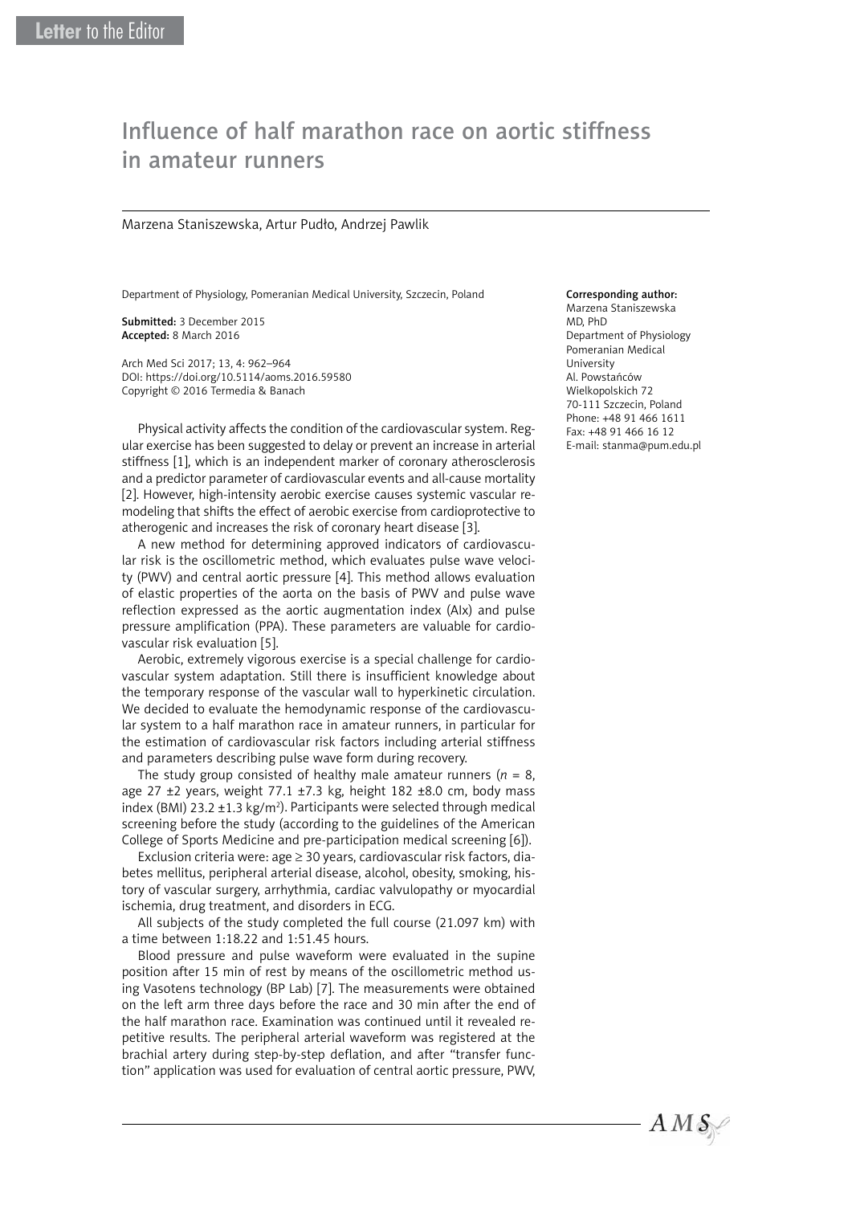Letter to the Editor

# Influence of half marathon race on aortic stiffness in amateur runners

Marzena Staniszewska, Artur Pudło, Andrzej Pawlik

Department of Physiology, Pomeranian Medical University, Szczecin, Poland

**Submitted:** 3 December 2015
**Accepted:** 8 March 2016

Arch Med Sci 2017; 13, 4: 962–964
DOI: https://doi.org/10.5114/aoms.2016.59580
Copyright © 2016 Termedia & Banach

**Corresponding author:**
Marzena Staniszewska
MD, PhD
Department of Physiology
Pomeranian Medical University
Al. Powstańców Wielkopolskich 72
70-111 Szczecin, Poland
Phone: +48 91 466 1611
Fax: +48 91 466 16 12
E-mail: stanma@pum.edu.pl

Physical activity affects the condition of the cardiovascular system. Regular exercise has been suggested to delay or prevent an increase in arterial stiffness [1], which is an independent marker of coronary atherosclerosis and a predictor parameter of cardiovascular events and all-cause mortality [2]. However, high-intensity aerobic exercise causes systemic vascular remodeling that shifts the effect of aerobic exercise from cardioprotective to atherogenic and increases the risk of coronary heart disease [3].

A new method for determining approved indicators of cardiovascular risk is the oscillometric method, which evaluates pulse wave velocity (PWV) and central aortic pressure [4]. This method allows evaluation of elastic properties of the aorta on the basis of PWV and pulse wave reflection expressed as the aortic augmentation index (AIx) and pulse pressure amplification (PPA). These parameters are valuable for cardiovascular risk evaluation [5].

Aerobic, extremely vigorous exercise is a special challenge for cardiovascular system adaptation. Still there is insufficient knowledge about the temporary response of the vascular wall to hyperkinetic circulation. We decided to evaluate the hemodynamic response of the cardiovascular system to a half marathon race in amateur runners, in particular for the estimation of cardiovascular risk factors including arterial stiffness and parameters describing pulse wave form during recovery.

The study group consisted of healthy male amateur runners ($n$ = 8, age 27 ±2 years, weight 77.1 ±7.3 kg, height 182 ±8.0 cm, body mass index (BMI) 23.2 ±1.3 kg/m$^2$). Participants were selected through medical screening before the study (according to the guidelines of the American College of Sports Medicine and pre-participation medical screening [6]).

Exclusion criteria were: age ≥ 30 years, cardiovascular risk factors, diabetes mellitus, peripheral arterial disease, alcohol, obesity, smoking, history of vascular surgery, arrhythmia, cardiac valvulopathy or myocardial ischemia, drug treatment, and disorders in ECG.

All subjects of the study completed the full course (21.097 km) with a time between 1:18.22 and 1:51.45 hours.

Blood pressure and pulse waveform were evaluated in the supine position after 15 min of rest by means of the oscillometric method using Vasotens technology (BP Lab) [7]. The measurements were obtained on the left arm three days before the race and 30 min after the end of the half marathon race. Examination was continued until it revealed repetitive results. The peripheral arterial waveform was registered at the brachial artery during step-by-step deflation, and after "transfer function" application was used for evaluation of central aortic pressure, PWV,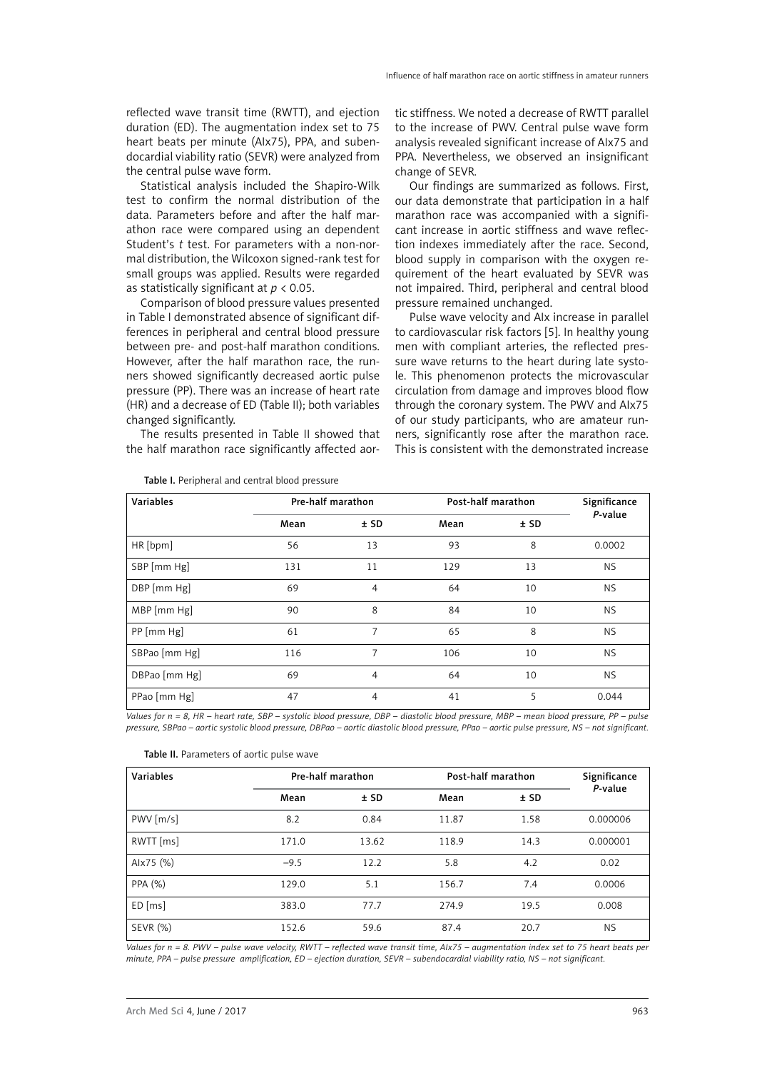reflected wave transit time (RWTT), and ejection duration (ED). The augmentation index set to 75 heart beats per minute (AIx75), PPA, and subendocardial viability ratio (SEVR) were analyzed from the central pulse wave form.

Statistical analysis included the Shapiro-Wilk test to confirm the normal distribution of the data. Parameters before and after the half marathon race were compared using an dependent Student's *t* test. For parameters with a non-normal distribution, the Wilcoxon signed-rank test for small groups was applied. Results were regarded as statistically significant at $p < 0.05$.

Comparison of blood pressure values presented in Table I demonstrated absence of significant differences in peripheral and central blood pressure between pre- and post-half marathon conditions. However, after the half marathon race, the runners showed significantly decreased aortic pulse pressure (PP). There was an increase of heart rate (HR) and a decrease of ED (Table II); both variables changed significantly.

The results presented in Table II showed that the half marathon race significantly affected aortic stiffness. We noted a decrease of RWTT parallel to the increase of PWV. Central pulse wave form analysis revealed significant increase of AIx75 and PPA. Nevertheless, we observed an insignificant change of SEVR.

Our findings are summarized as follows. First, our data demonstrate that participation in a half marathon race was accompanied with a significant increase in aortic stiffness and wave reflection indexes immediately after the race. Second, blood supply in comparison with the oxygen requirement of the heart evaluated by SEVR was not impaired. Third, peripheral and central blood pressure remained unchanged.

Pulse wave velocity and AIx increase in parallel to cardiovascular risk factors [5]. In healthy young men with compliant arteries, the reflected pressure wave returns to the heart during late systole. This phenomenon protects the microvascular circulation from damage and improves blood flow through the coronary system. The PWV and AIx75 of our study participants, who are amateur runners, significantly rose after the marathon race. This is consistent with the demonstrated increase

**Table I.** Peripheral and central blood pressure

| Variables | Pre-half marathon | | Post-half marathon | | Significance *P*-value |
|---|---|---|---|---|---|
| | Mean | ± SD | Mean | ± SD | |
| HR [bpm] | 56 | 13 | 93 | 8 | 0.0002 |
| SBP [mm Hg] | 131 | 11 | 129 | 13 | NS |
| DBP [mm Hg] | 69 | 4 | 64 | 10 | NS |
| MBP [mm Hg] | 90 | 8 | 84 | 10 | NS |
| PP [mm Hg] | 61 | 7 | 65 | 8 | NS |
| SBPao [mm Hg] | 116 | 7 | 106 | 10 | NS |
| DBPao [mm Hg] | 69 | 4 | 64 | 10 | NS |
| PPao [mm Hg] | 47 | 4 | 41 | 5 | 0.044 |

*Values for n = 8, HR – heart rate, SBP – systolic blood pressure, DBP – diastolic blood pressure, MBP – mean blood pressure, PP – pulse pressure, SBPao – aortic systolic blood pressure, DBPao – aortic diastolic blood pressure, PPao – aortic pulse pressure, NS – not significant.*

**Table II.** Parameters of aortic pulse wave

| Variables | Pre-half marathon | | Post-half marathon | | Significance *P*-value |
|---|---|---|---|---|---|
| | Mean | ± SD | Mean | ± SD | |
| PWV [m/s] | 8.2 | 0.84 | 11.87 | 1.58 | 0.000006 |
| RWTT [ms] | 171.0 | 13.62 | 118.9 | 14.3 | 0.000001 |
| AIx75 (%) | –9.5 | 12.2 | 5.8 | 4.2 | 0.02 |
| PPA (%) | 129.0 | 5.1 | 156.7 | 7.4 | 0.0006 |
| ED [ms] | 383.0 | 77.7 | 274.9 | 19.5 | 0.008 |
| SEVR (%) | 152.6 | 59.6 | 87.4 | 20.7 | NS |

*Values for n = 8. PWV – pulse wave velocity, RWTT – reflected wave transit time, AIx75 – augmentation index set to 75 heart beats per minute, PPA – pulse pressure amplification, ED – ejection duration, SEVR – subendocardial viability ratio, NS – not significant.*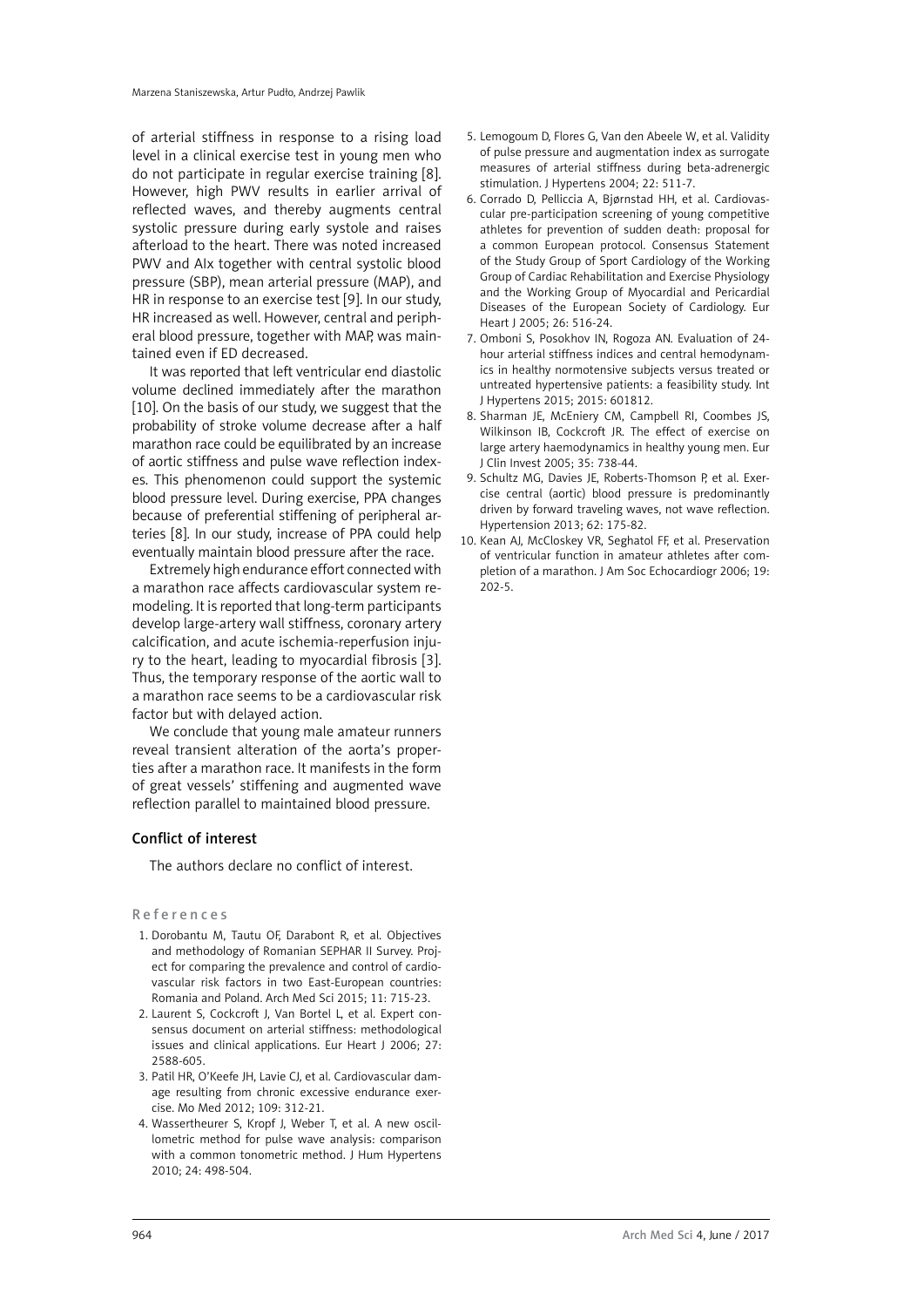of arterial stiffness in response to a rising load level in a clinical exercise test in young men who do not participate in regular exercise training [8]. However, high PWV results in earlier arrival of reflected waves, and thereby augments central systolic pressure during early systole and raises afterload to the heart. There was noted increased PWV and AIx together with central systolic blood pressure (SBP), mean arterial pressure (MAP), and HR in response to an exercise test [9]. In our study, HR increased as well. However, central and peripheral blood pressure, together with MAP, was maintained even if ED decreased.

It was reported that left ventricular end diastolic volume declined immediately after the marathon [10]. On the basis of our study, we suggest that the probability of stroke volume decrease after a half marathon race could be equilibrated by an increase of aortic stiffness and pulse wave reflection indexes. This phenomenon could support the systemic blood pressure level. During exercise, PPA changes because of preferential stiffening of peripheral arteries [8]. In our study, increase of PPA could help eventually maintain blood pressure after the race.

Extremely high endurance effort connected with a marathon race affects cardiovascular system remodeling. It is reported that long-term participants develop large-artery wall stiffness, coronary artery calcification, and acute ischemia-reperfusion injury to the heart, leading to myocardial fibrosis [3]. Thus, the temporary response of the aortic wall to a marathon race seems to be a cardiovascular risk factor but with delayed action.

We conclude that young male amateur runners reveal transient alteration of the aorta's properties after a marathon race. It manifests in the form of great vessels' stiffening and augmented wave reflection parallel to maintained blood pressure.

## Conflict of interest

The authors declare no conflict of interest.

## References

1. Dorobantu M, Tautu OF, Darabont R, et al. Objectives and methodology of Romanian SEPHAR II Survey. Project for comparing the prevalence and control of cardiovascular risk factors in two East-European countries: Romania and Poland. Arch Med Sci 2015; 11: 715-23.
2. Laurent S, Cockcroft J, Van Bortel L, et al. Expert consensus document on arterial stiffness: methodological issues and clinical applications. Eur Heart J 2006; 27: 2588-605.
3. Patil HR, O'Keefe JH, Lavie CJ, et al. Cardiovascular damage resulting from chronic excessive endurance exercise. Mo Med 2012; 109: 312-21.
4. Wassertheurer S, Kropf J, Weber T, et al. A new oscillometric method for pulse wave analysis: comparison with a common tonometric method. J Hum Hypertens 2010; 24: 498-504.
5. Lemogoum D, Flores G, Van den Abeele W, et al. Validity of pulse pressure and augmentation index as surrogate measures of arterial stiffness during beta-adrenergic stimulation. J Hypertens 2004; 22: 511-7.
6. Corrado D, Pelliccia A, Bjørnstad HH, et al. Cardiovascular pre-participation screening of young competitive athletes for prevention of sudden death: proposal for a common European protocol. Consensus Statement of the Study Group of Sport Cardiology of the Working Group of Cardiac Rehabilitation and Exercise Physiology and the Working Group of Myocardial and Pericardial Diseases of the European Society of Cardiology. Eur Heart J 2005; 26: 516-24.
7. Omboni S, Posokhov IN, Rogoza AN. Evaluation of 24-hour arterial stiffness indices and central hemodynamics in healthy normotensive subjects versus treated or untreated hypertensive patients: a feasibility study. Int J Hypertens 2015; 2015: 601812.
8. Sharman JE, McEniery CM, Campbell RI, Coombes JS, Wilkinson IB, Cockcroft JR. The effect of exercise on large artery haemodynamics in healthy young men. Eur J Clin Invest 2005; 35: 738-44.
9. Schultz MG, Davies JE, Roberts-Thomson P, et al. Exercise central (aortic) blood pressure is predominantly driven by forward traveling waves, not wave reflection. Hypertension 2013; 62: 175-82.
10. Kean AJ, McCloskey VR, Seghatol FF, et al. Preservation of ventricular function in amateur athletes after completion of a marathon. J Am Soc Echocardiogr 2006; 19: 202-5.